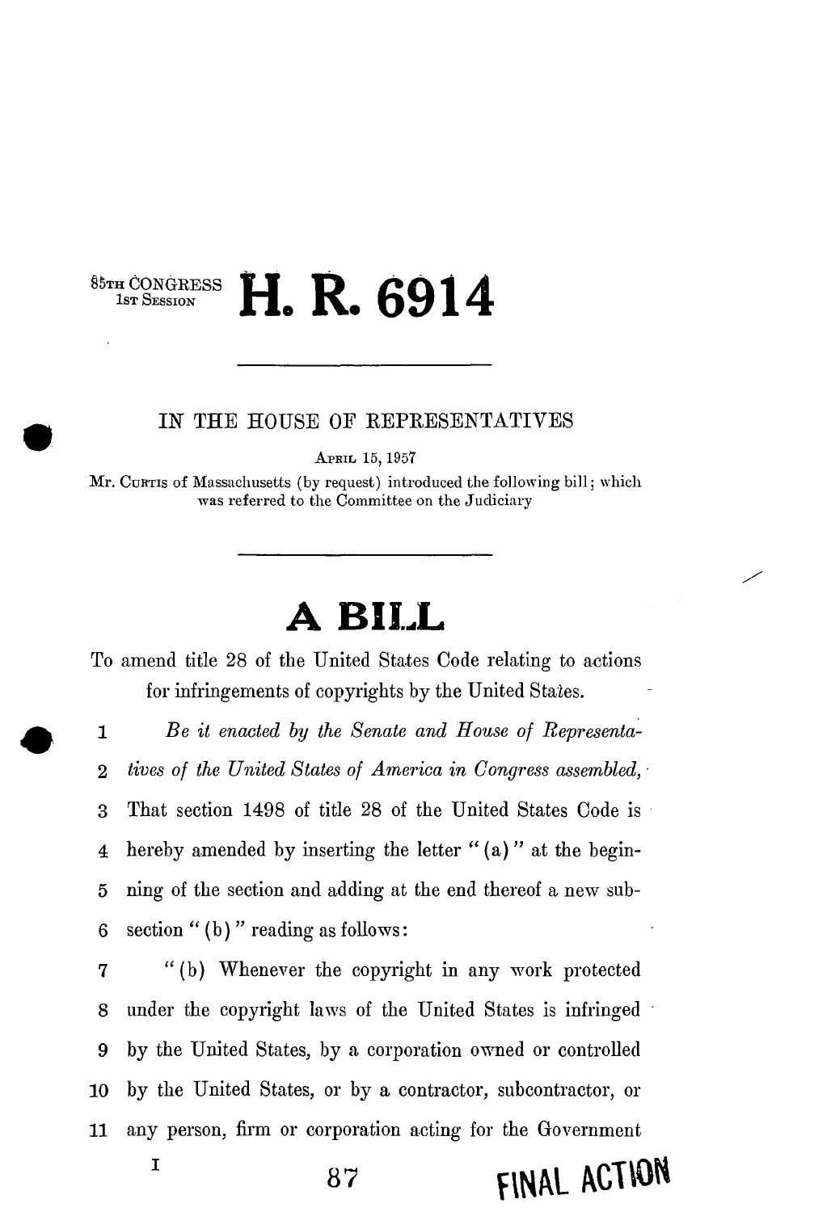85TH CONGRESS
1ST SESSION

# H. R. 6914

IN THE HOUSE OF REPRESENTATIVES

APRIL 15, 1957

Mr. CURTIS of Massachusetts (by request) introduced the following bill; which was referred to the Committee on the Judiciary

# A BILL

To amend title 28 of the United States Code relating to actions for infringements of copyrights by the United States.

1 *Be it enacted by the Senate and House of Representa-*
2 *tives of the United States of America in Congress assembled,*
3 That section 1498 of title 28 of the United States Code is
4 hereby amended by inserting the letter "(a)" at the begin-
5 ning of the section and adding at the end thereof a new sub-
6 section "(b)" reading as follows:
7 "(b) Whenever the copyright in any work protected
8 under the copyright laws of the United States is infringed
9 by the United States, by a corporation owned or controlled
10 by the United States, or by a contractor, subcontractor, or
11 any person, firm or corporation acting for the Government

I

FINAL ACTION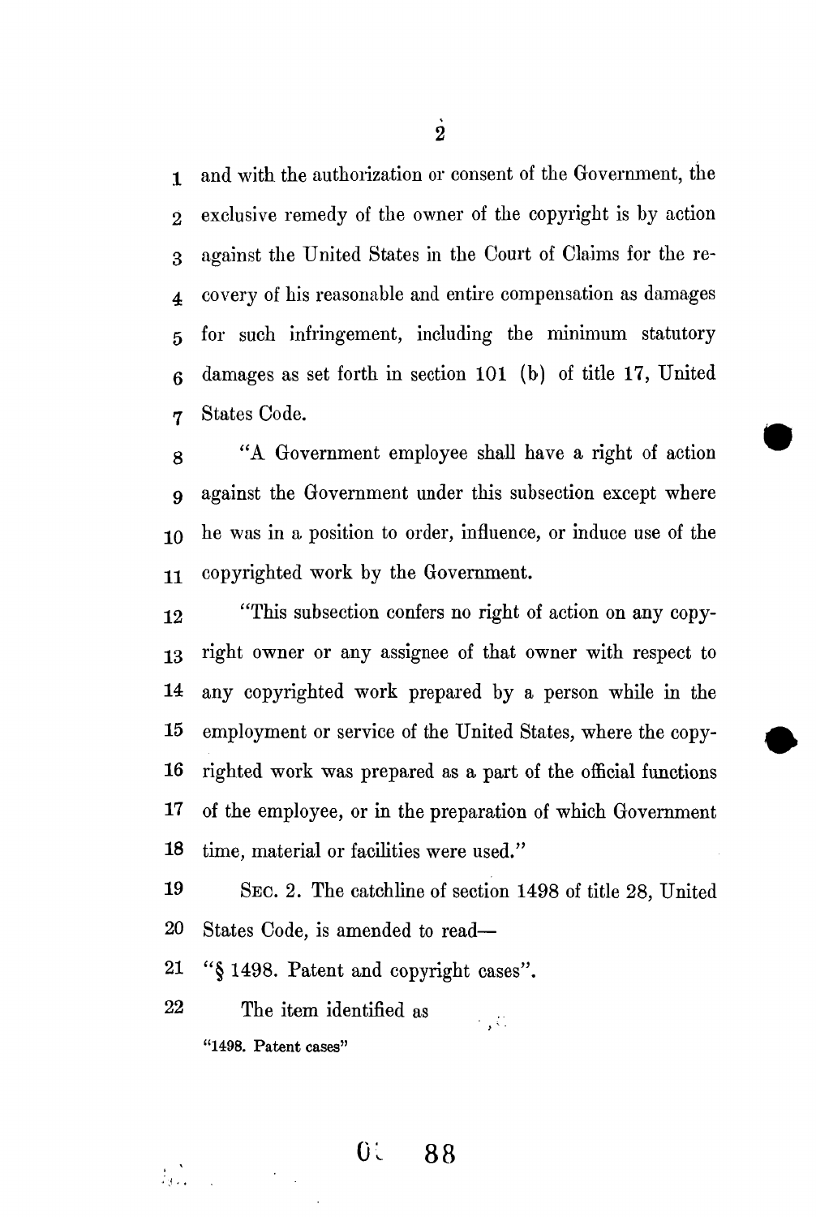and with the authorization or consent of the Government, the exclusive remedy of the owner of the copyright is by action against the United States in the Court of Claims for the recovery of his reasonable and entire compensation as damages for such infringement, including the minimum statutory damages as set forth in section 101 (b) of title 17, United States Code.

"A Government employee shall have a right of action against the Government under this subsection except where he was in a position to order, influence, or induce use of the copyrighted work by the Government.

"This subsection confers no right of action on any copyright owner or any assignee of that owner with respect to any copyrighted work prepared by a person while in the employment or service of the United States, where the copyrighted work was prepared as a part of the official functions of the employee, or in the preparation of which Government time, material or facilities were used."

SEC. 2. The catchline of section 1498 of title 28, United States Code, is amended to read—

"§ 1498. Patent and copyright cases".

The item identified as

"1498. Patent cases"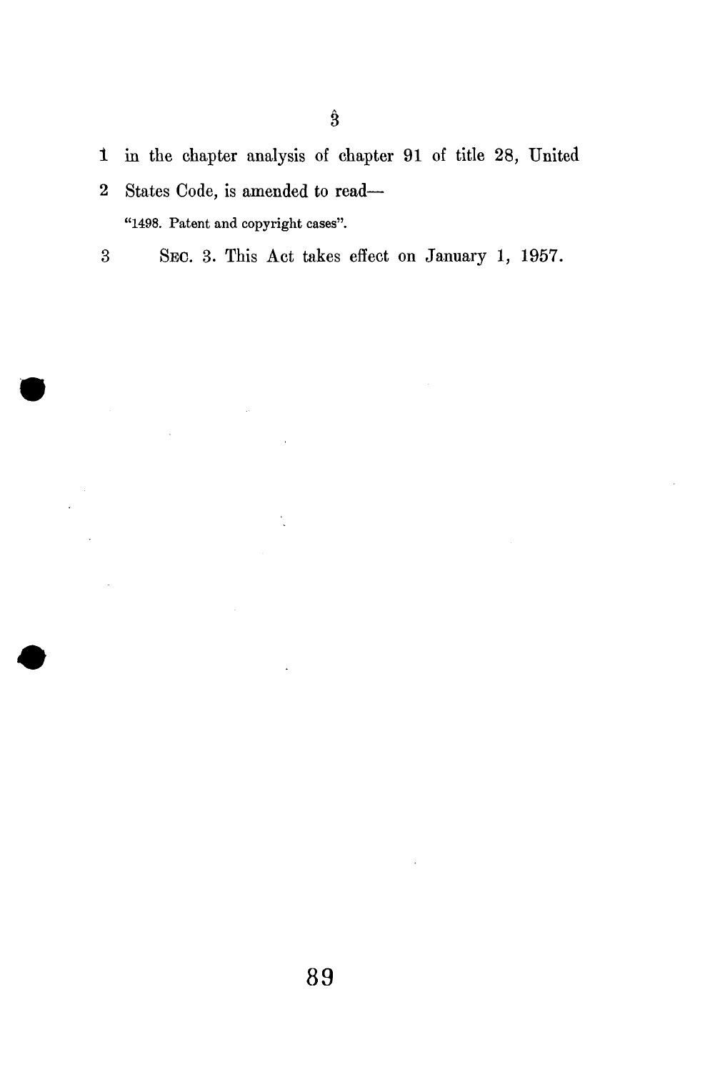1 in the chapter analysis of chapter 91 of title 28, United

2 States Code, is amended to read—

"1498. Patent and copyright cases".

3 SEC. 3. This Act takes effect on January 1, 1957.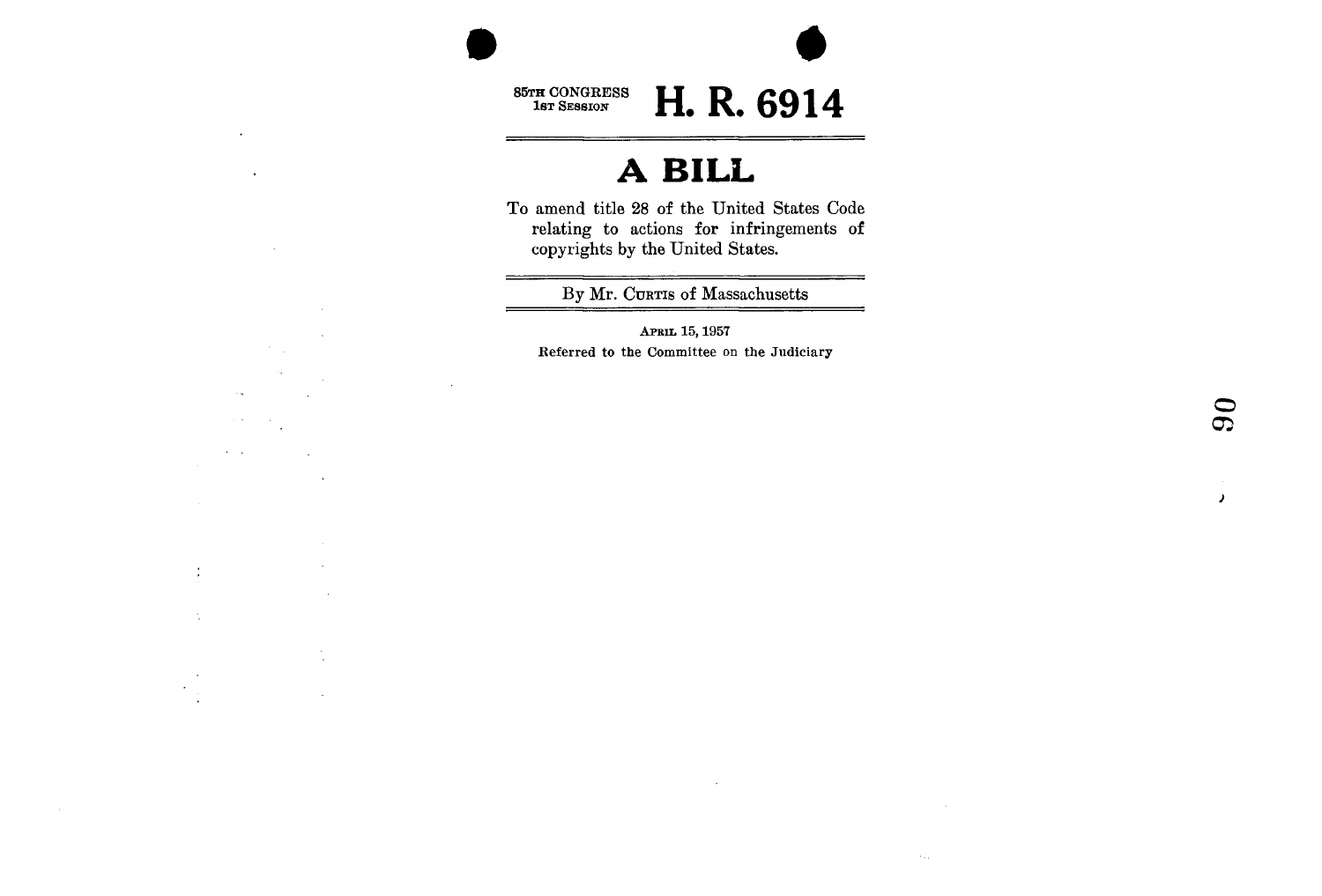85TH CONGRESS
1ST SESSION

# H. R. 6914

## A BILL

To amend title 28 of the United States Code relating to actions for infringements of copyrights by the United States.

By Mr. CURTIS of Massachusetts

APRIL 15, 1957

Referred to the Committee on the Judiciary